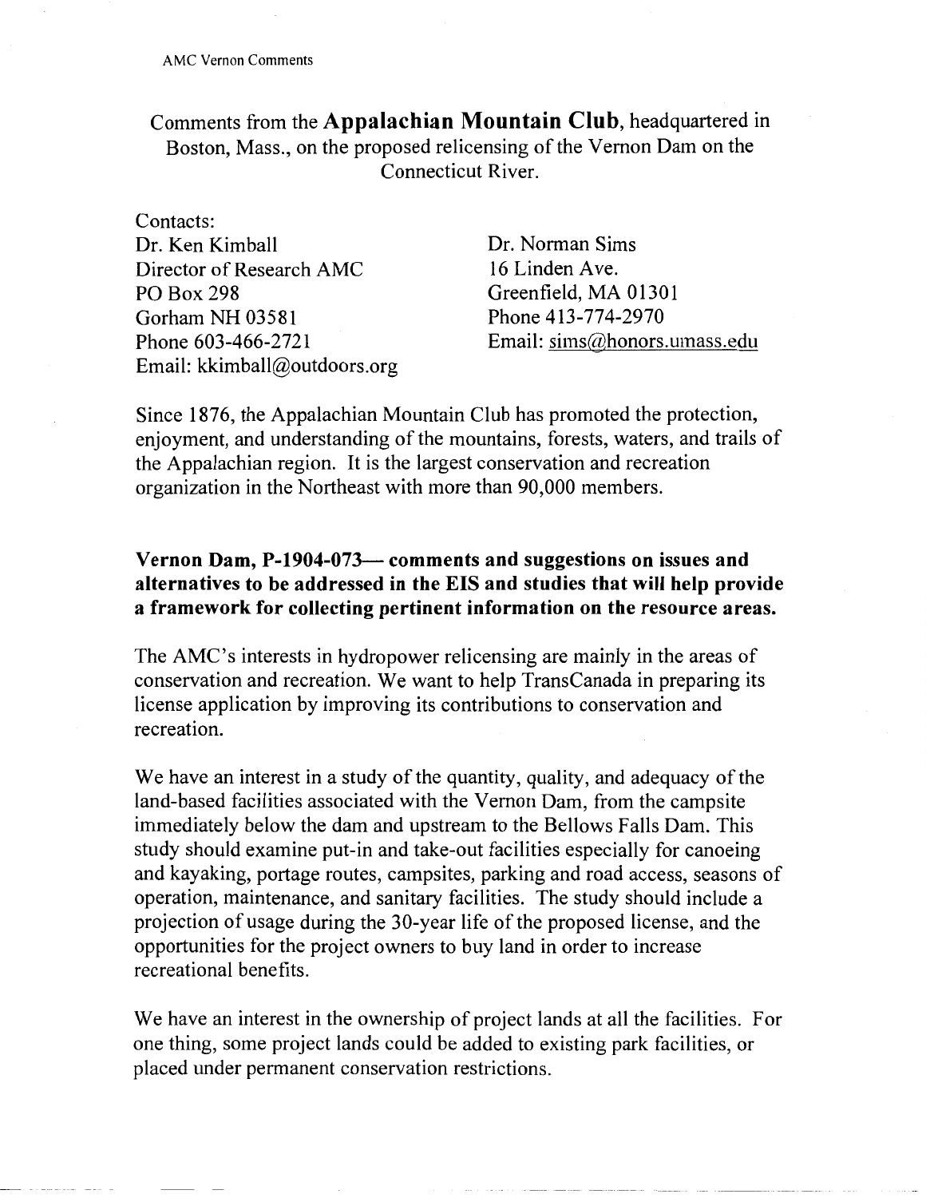Comments from the **Appalachian Mountain Club**, headquartered in Boston, Mass., on the proposed relicensing of the Vernon Dam on the Connecticut River.

Contacts:

Dr. Ken Kimball
Director of Research AMC
PO Box 298
Gorham NH 03581
Phone 603-466-2721
Email: kkimball@outdoors.org

Dr. Norman Sims
16 Linden Ave.
Greenfield, MA 01301
Phone 413-774-2970
Email: sims@honors.umass.edu

Since 1876, the Appalachian Mountain Club has promoted the protection, enjoyment, and understanding of the mountains, forests, waters, and trails of the Appalachian region. It is the largest conservation and recreation organization in the Northeast with more than 90,000 members.

**Vernon Dam, P-1904-073— comments and suggestions on issues and alternatives to be addressed in the EIS and studies that will help provide a framework for collecting pertinent information on the resource areas.**

The AMC's interests in hydropower relicensing are mainly in the areas of conservation and recreation. We want to help TransCanada in preparing its license application by improving its contributions to conservation and recreation.

We have an interest in a study of the quantity, quality, and adequacy of the land-based facilities associated with the Vernon Dam, from the campsite immediately below the dam and upstream to the Bellows Falls Dam. This study should examine put-in and take-out facilities especially for canoeing and kayaking, portage routes, campsites, parking and road access, seasons of operation, maintenance, and sanitary facilities. The study should include a projection of usage during the 30-year life of the proposed license, and the opportunities for the project owners to buy land in order to increase recreational benefits.

We have an interest in the ownership of project lands at all the facilities. For one thing, some project lands could be added to existing park facilities, or placed under permanent conservation restrictions.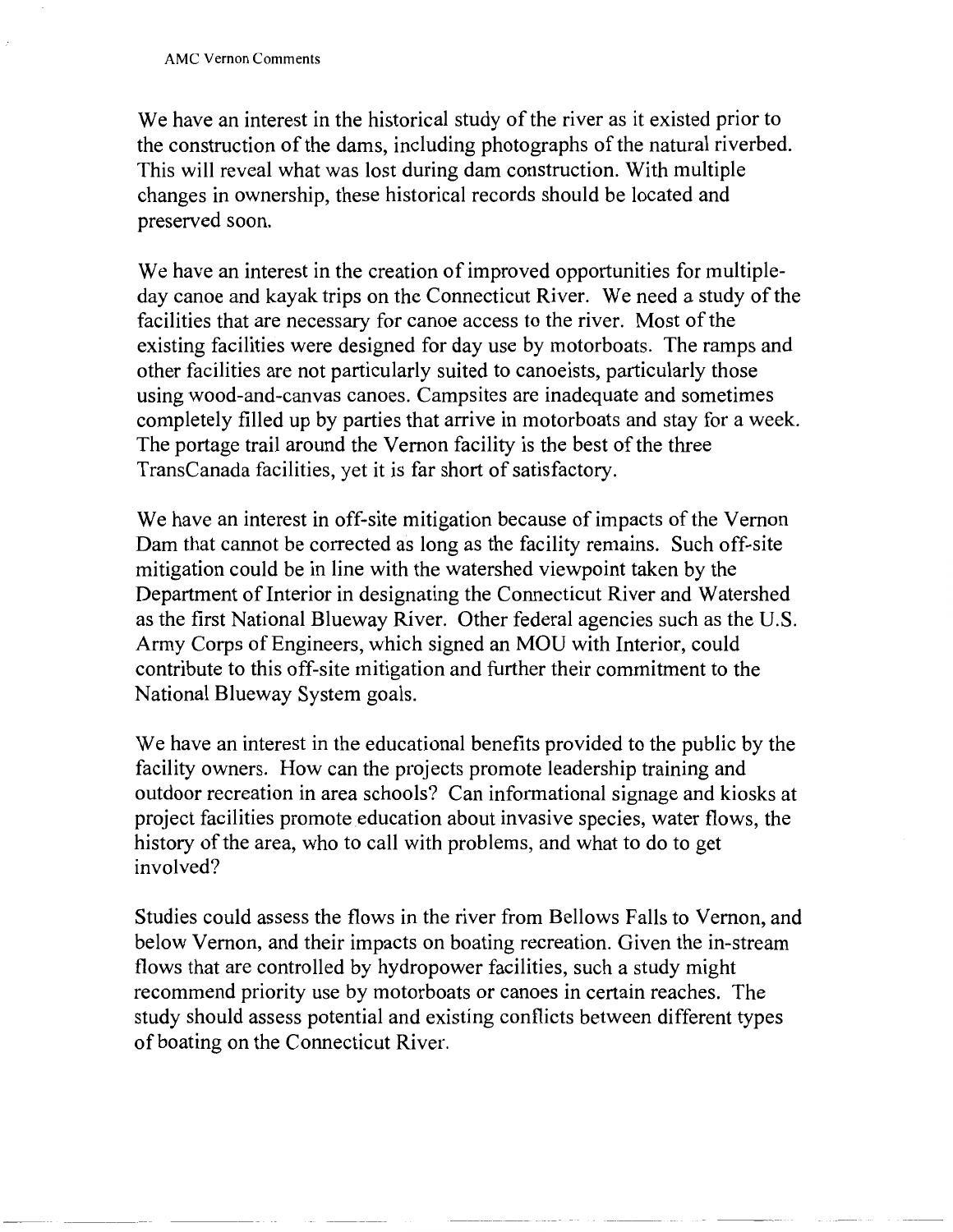We have an interest in the historical study of the river as it existed prior to the construction of the dams, including photographs of the natural riverbed. This will reveal what was lost during dam construction. With multiple changes in ownership, these historical records should be located and preserved soon.

We have an interest in the creation of improved opportunities for multiple-day canoe and kayak trips on the Connecticut River. We need a study of the facilities that are necessary for canoe access to the river. Most of the existing facilities were designed for day use by motorboats. The ramps and other facilities are not particularly suited to canoeists, particularly those using wood-and-canvas canoes. Campsites are inadequate and sometimes completely filled up by parties that arrive in motorboats and stay for a week. The portage trail around the Vernon facility is the best of the three TransCanada facilities, yet it is far short of satisfactory.

We have an interest in off-site mitigation because of impacts of the Vernon Dam that cannot be corrected as long as the facility remains. Such off-site mitigation could be in line with the watershed viewpoint taken by the Department of Interior in designating the Connecticut River and Watershed as the first National Blueway River. Other federal agencies such as the U.S. Army Corps of Engineers, which signed an MOU with Interior, could contribute to this off-site mitigation and further their commitment to the National Blueway System goals.

We have an interest in the educational benefits provided to the public by the facility owners. How can the projects promote leadership training and outdoor recreation in area schools? Can informational signage and kiosks at project facilities promote education about invasive species, water flows, the history of the area, who to call with problems, and what to do to get involved?

Studies could assess the flows in the river from Bellows Falls to Vernon, and below Vernon, and their impacts on boating recreation. Given the in-stream flows that are controlled by hydropower facilities, such a study might recommend priority use by motorboats or canoes in certain reaches. The study should assess potential and existing conflicts between different types of boating on the Connecticut River.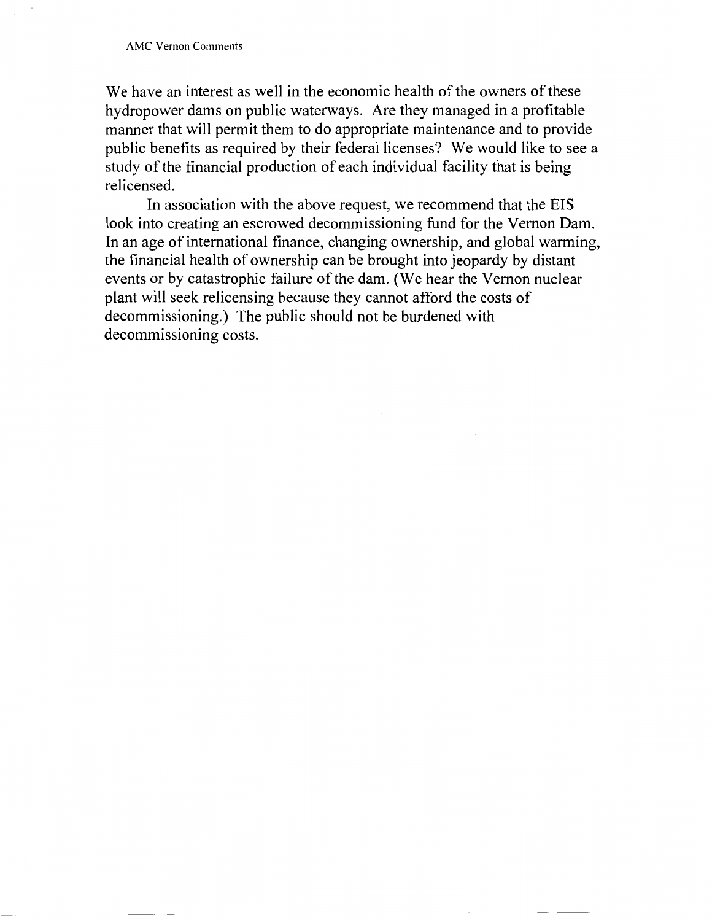We have an interest as well in the economic health of the owners of these hydropower dams on public waterways. Are they managed in a profitable manner that will permit them to do appropriate maintenance and to provide public benefits as required by their federal licenses? We would like to see a study of the financial production of each individual facility that is being relicensed.

In association with the above request, we recommend that the EIS look into creating an escrowed decommissioning fund for the Vernon Dam. In an age of international finance, changing ownership, and global warming, the financial health of ownership can be brought into jeopardy by distant events or by catastrophic failure of the dam. (We hear the Vernon nuclear plant will seek relicensing because they cannot afford the costs of decommissioning.) The public should not be burdened with decommissioning costs.